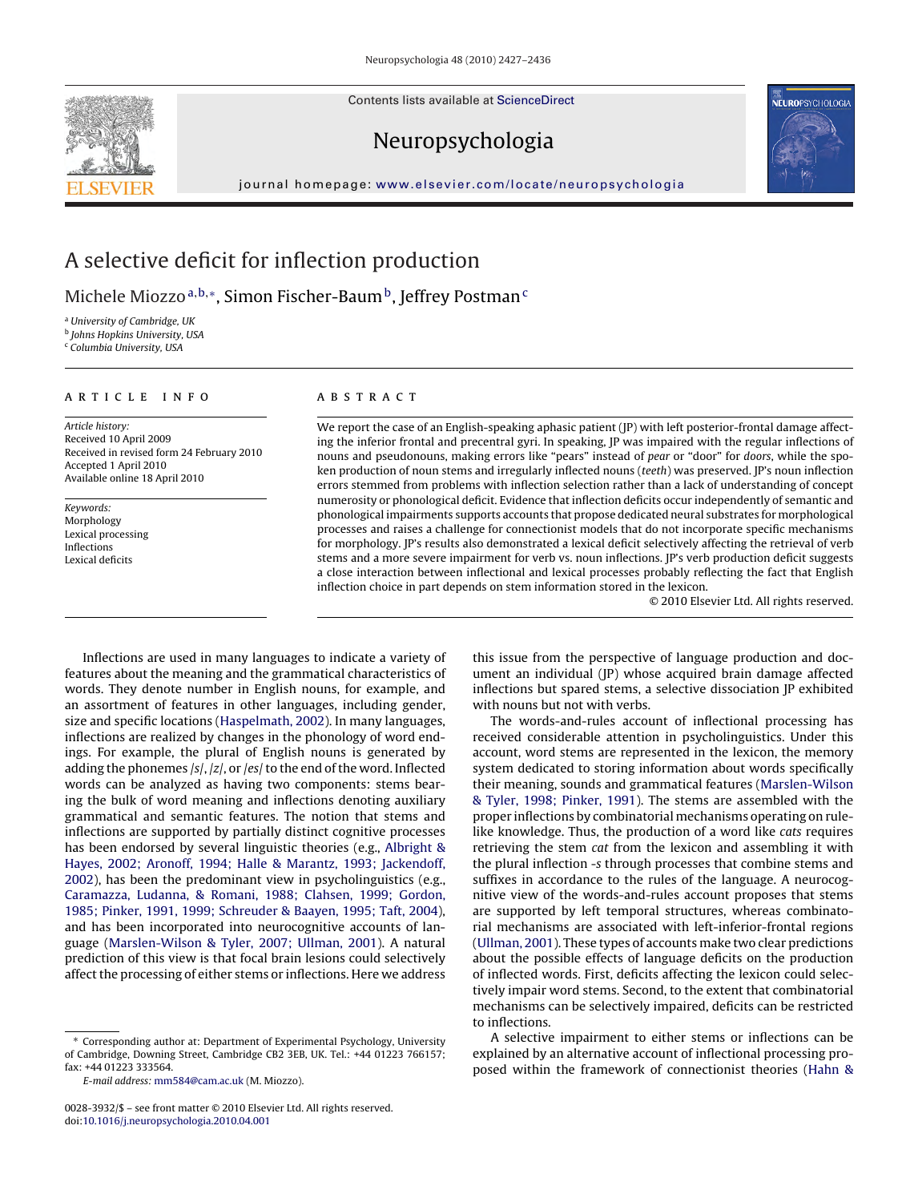# A selective deficit for inflection production

Michele Miozzo[a,b,*], Simon Fischer-Baum[b], Jeffrey Postman[c]

[a] University of Cambridge, UK
[b] Johns Hopkins University, USA
[c] Columbia University, USA

## ARTICLE INFO

*Article history:*
Received 10 April 2009
Received in revised form 24 February 2010
Accepted 1 April 2010
Available online 18 April 2010

*Keywords:*
Morphology
Lexical processing
Inflections
Lexical deficits

## ABSTRACT

We report the case of an English-speaking aphasic patient (JP) with left posterior-frontal damage affecting the inferior frontal and precentral gyri. In speaking, JP was impaired with the regular inflections of nouns and pseudonouns, making errors like "pears" instead of *pear* or "door" for *doors*, while the spoken production of noun stems and irregularly inflected nouns (*teeth*) was preserved. JP's noun inflection errors stemmed from problems with inflection selection rather than a lack of understanding of concept numerosity or phonological deficit. Evidence that inflection deficits occur independently of semantic and phonological impairments supports accounts that propose dedicated neural substrates for morphological processes and raises a challenge for connectionist models that do not incorporate specific mechanisms for morphology. JP's results also demonstrated a lexical deficit selectively affecting the retrieval of verb stems and a more severe impairment for verb vs. noun inflections. JP's verb production deficit suggests a close interaction between inflectional and lexical processes probably reflecting the fact that English inflection choice in part depends on stem information stored in the lexicon.

© 2010 Elsevier Ltd. All rights reserved.

Inflections are used in many languages to indicate a variety of features about the meaning and the grammatical characteristics of words. They denote number in English nouns, for example, and an assortment of features in other languages, including gender, size and specific locations (Haspelmath, 2002). In many languages, inflections are realized by changes in the phonology of word endings. For example, the plural of English nouns is generated by adding the phonemes /s/, /z/, or /es/ to the end of the word. Inflected words can be analyzed as having two components: stems bearing the bulk of word meaning and inflections denoting auxiliary grammatical and semantic features. The notion that stems and inflections are supported by partially distinct cognitive processes has been endorsed by several linguistic theories (e.g., Albright & Hayes, 2002; Aronoff, 1994; Halle & Marantz, 1993; Jackendoff, 2002), has been the predominant view in psycholinguistics (e.g., Caramazza, Ludanna, & Romani, 1988; Clahsen, 1999; Gordon, 1985; Pinker, 1991, 1999; Schreuder & Baayen, 1995; Taft, 2004), and has been incorporated into neurocognitive accounts of language (Marslen-Wilson & Tyler, 2007; Ullman, 2001). A natural prediction of this view is that focal brain lesions could selectively affect the processing of either stems or inflections. Here we address this issue from the perspective of language production and document an individual (JP) whose acquired brain damage affected inflections but spared stems, a selective dissociation JP exhibited with nouns but not with verbs.

The words-and-rules account of inflectional processing has received considerable attention in psycholinguistics. Under this account, word stems are represented in the lexicon, the memory system dedicated to storing information about words specifically their meaning, sounds and grammatical features (Marslen-Wilson & Tyler, 1998; Pinker, 1991). The stems are assembled with the proper inflections by combinatorial mechanisms operating on rule-like knowledge. Thus, the production of a word like *cats* requires retrieving the stem *cat* from the lexicon and assembling it with the plural inflection *-s* through processes that combine stems and suffixes in accordance to the rules of the language. A neurocognitive view of the words-and-rules account proposes that stems are supported by left temporal structures, whereas combinatorial mechanisms are associated with left-inferior-frontal regions (Ullman, 2001). These types of accounts make two clear predictions about the possible effects of language deficits on the production of inflected words. First, deficits affecting the lexicon could selectively impair word stems. Second, to the extent that combinatorial mechanisms can be selectively impaired, deficits can be restricted to inflections.

A selective impairment to either stems or inflections can be explained by an alternative account of inflectional processing proposed within the framework of connectionist theories (Hahn &

* Corresponding author at: Department of Experimental Psychology, University of Cambridge, Downing Street, Cambridge CB2 3EB, UK. Tel.: +44 01223 766157; fax: +44 01223 333564.
*E-mail address:* mm584@cam.ac.uk (M. Miozzo).

0028-3932/$ – see front matter © 2010 Elsevier Ltd. All rights reserved.
doi:10.1016/j.neuropsychologia.2010.04.001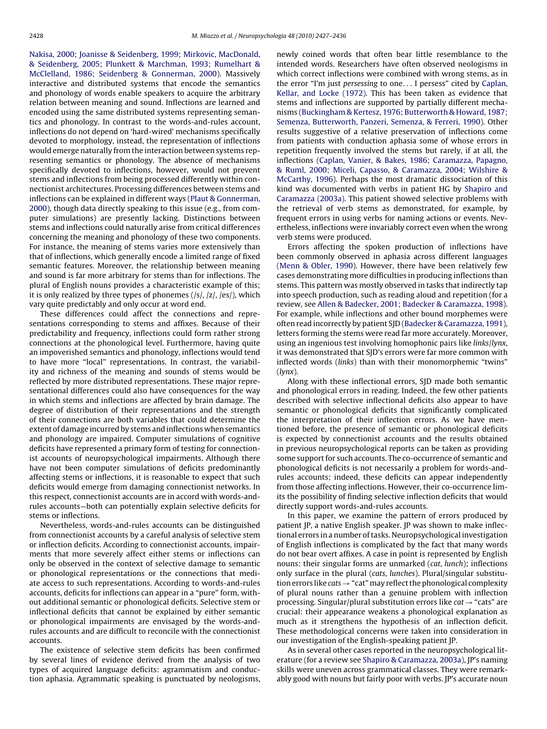Nakisa, 2000; Joanisse & Seidenberg, 1999; Mirkovic, MacDonald, & Seidenberg, 2005; Plunkett & Marchman, 1993; Rumelhart & McClelland, 1986; Seidenberg & Gonnerman, 2000). Massively interactive and distributed systems that encode the semantics and phonology of words enable speakers to acquire the arbitrary relation between meaning and sound. Inflections are learned and encoded using the same distributed systems representing semantics and phonology. In contrast to the words-and-rules account, inflections do not depend on 'hard-wired' mechanisms specifically devoted to morphology, instead, the representation of inflections would emerge naturally from the interaction between systems representing semantics or phonology. The absence of mechanisms specifically devoted to inflections, however, would not prevent stems and inflections from being processed differently within connectionist architectures. Processing differences between stems and inflections can be explained in different ways (Plaut & Gonnerman, 2000), though data directly speaking to this issue (e.g., from computer simulations) are presently lacking. Distinctions between stems and inflections could naturally arise from critical differences concerning the meaning and phonology of these two components. For instance, the meaning of stems varies more extensively than that of inflections, which generally encode a limited range of fixed semantic features. Moreover, the relationship between meaning and sound is far more arbitrary for stems than for inflections. The plural of English nouns provides a characteristic example of this; it is only realized by three types of phonemes (/s/, /z/, /es/), which vary quite predictably and only occur at word end.

These differences could affect the connections and representations corresponding to stems and affixes. Because of their predictability and frequency, inflections could form rather strong connections at the phonological level. Furthermore, having quite an impoverished semantics and phonology, inflections would tend to have more "local" representations. In contrast, the variability and richness of the meaning and sounds of stems would be reflected by more distributed representations. These major representational differences could also have consequences for the way in which stems and inflections are affected by brain damage. The degree of distribution of their representations and the strength of their connections are both variables that could determine the extent of damage incurred by stems and inflections when semantics and phonology are impaired. Computer simulations of cognitive deficits have represented a primary form of testing for connectionist accounts of neuropsychological impairments. Although there have not been computer simulations of deficits predominantly affecting stems or inflections, it is reasonable to expect that such deficits would emerge from damaging connectionist networks. In this respect, connectionist accounts are in accord with words-and-rules accounts—both can potentially explain selective deficits for stems or inflections.

Nevertheless, words-and-rules accounts can be distinguished from connectionist accounts by a careful analysis of selective stem or inflection deficits. According to connectionist accounts, impairments that more severely affect either stems or inflections can only be observed in the context of selective damage to semantic or phonological representations or the connections that mediate access to such representations. According to words-and-rules accounts, deficits for inflections can appear in a "pure" form, without additional semantic or phonological deficits. Selective stem or inflectional deficits that cannot be explained by either semantic or phonological impairments are envisaged by the words-and-rules accounts and are difficult to reconcile with the connectionist accounts.

The existence of selective stem deficits has been confirmed by several lines of evidence derived from the analysis of two types of acquired language deficits: agrammatism and conduction aphasia. Agrammatic speaking is punctuated by neologisms, newly coined words that often bear little resemblance to the intended words. Researchers have often observed neologisms in which correct inflections were combined with wrong stems, as in the error "I'm just *persessing* to one... I persess" cited by Caplan, Kellar, and Locke (1972). This has been taken as evidence that stems and inflections are supported by partially different mechanisms (Buckingham & Kertesz, 1976; Butterworth & Howard, 1987; Semenza, Butterworth, Panzeri, Semenza, & Ferreri, 1990). Other results suggestive of a relative preservation of inflections come from patients with conduction aphasia some of whose errors in repetition frequently involved the stems but rarely, if at all, the inflections (Caplan, Vanier, & Bakes, 1986; Caramazza, Papagno, & Ruml, 2000; Miceli, Capasso, & Caramazza, 2004; Wilshire & McCarthy, 1996). Perhaps the most dramatic dissociation of this kind was documented with verbs in patient HG by Shapiro and Caramazza (2003a). This patient showed selective problems with the retrieval of verb stems as demonstrated, for example, by frequent errors in using verbs for naming actions or events. Nevertheless, inflections were invariably correct even when the wrong verb stems were produced.

Errors affecting the spoken production of inflections have been commonly observed in aphasia across different languages (Menn & Obler, 1990). However, there have been relatively few cases demonstrating more difficulties in producing inflections than stems. This pattern was mostly observed in tasks that indirectly tap into speech production, such as reading aloud and repetition (for a review, see Allen & Badecker, 2001; Badecker & Caramazza, 1998). For example, while inflections and other bound morphemes were often read incorrectly by patient SJD (Badecker & Caramazza, 1991), letters forming the stems were read far more accurately. Moreover, using an ingenious test involving homophonic pairs like *links*/*lynx*, it was demonstrated that SJD's errors were far more common with inflected words (*links*) than with their monomorphemic "twins" (*lynx*).

Along with these inflectional errors, SJD made both semantic and phonological errors in reading. Indeed, the few other patients described with selective inflectional deficits also appear to have semantic or phonological deficits that significantly complicated the interpretation of their inflection errors. As we have mentioned before, the presence of semantic or phonological deficits is expected by connectionist accounts and the results obtained in previous neuropsychological reports can be taken as providing some support for such accounts. The co-occurrence of semantic and phonological deficits is not necessarily a problem for words-and-rules accounts; indeed, these deficits can appear independently from those affecting inflections. However, their co-occurrence limits the possibility of finding selective inflection deficits that would directly support words-and-rules accounts.

In this paper, we examine the pattern of errors produced by patient JP, a native English speaker. JP was shown to make inflectional errors in a number of tasks. Neuropsychological investigation of English inflections is complicated by the fact that many words do not bear overt affixes. A case in point is represented by English nouns: their singular forms are unmarked (*cat*, *lunch*); inflections only surface in the plural (*cats*, *lunches*). Plural/singular substitution errors like *cats* → "cat" may reflect the phonological complexity of plural nouns rather than a genuine problem with inflection processing. Singular/plural substitution errors like *cat* → "cats" are crucial: their appearance weakens a phonological explanation as much as it strengthens the hypothesis of an inflection deficit. These methodological concerns were taken into consideration in our investigation of the English-speaking patient JP.

As in several other cases reported in the neuropsychological literature (for a review see Shapiro & Caramazza, 2003a), JP's naming skills were uneven across grammatical classes. They were remarkably good with nouns but fairly poor with verbs. JP's accurate noun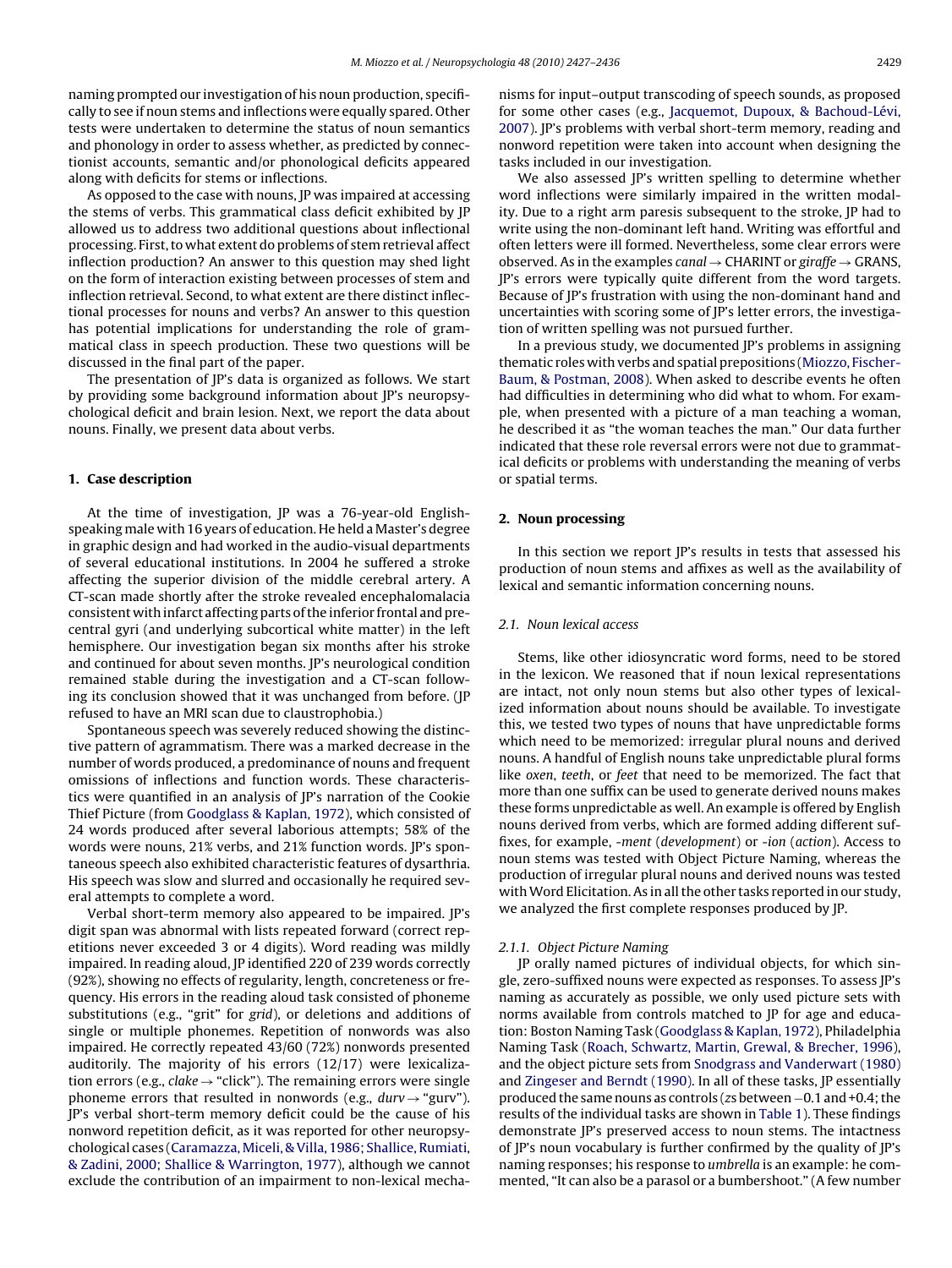naming prompted our investigation of his noun production, specifically to see if noun stems and inflections were equally spared. Other tests were undertaken to determine the status of noun semantics and phonology in order to assess whether, as predicted by connectionist accounts, semantic and/or phonological deficits appeared along with deficits for stems or inflections.

As opposed to the case with nouns, JP was impaired at accessing the stems of verbs. This grammatical class deficit exhibited by JP allowed us to address two additional questions about inflectional processing. First, to what extent do problems of stem retrieval affect inflection production? An answer to this question may shed light on the form of interaction existing between processes of stem and inflection retrieval. Second, to what extent are there distinct inflectional processes for nouns and verbs? An answer to this question has potential implications for understanding the role of grammatical class in speech production. These two questions will be discussed in the final part of the paper.

The presentation of JP's data is organized as follows. We start by providing some background information about JP's neuropsychological deficit and brain lesion. Next, we report the data about nouns. Finally, we present data about verbs.

## 1. Case description

At the time of investigation, JP was a 76-year-old English-speaking male with 16 years of education. He held a Master's degree in graphic design and had worked in the audio-visual departments of several educational institutions. In 2004 he suffered a stroke affecting the superior division of the middle cerebral artery. A CT-scan made shortly after the stroke revealed encephalomalacia consistent with infarct affecting parts of the inferior frontal and precentral gyri (and underlying subcortical white matter) in the left hemisphere. Our investigation began six months after his stroke and continued for about seven months. JP's neurological condition remained stable during the investigation and a CT-scan following its conclusion showed that it was unchanged from before. (JP refused to have an MRI scan due to claustrophobia.)

Spontaneous speech was severely reduced showing the distinctive pattern of agrammatism. There was a marked decrease in the number of words produced, a predominance of nouns and frequent omissions of inflections and function words. These characteristics were quantified in an analysis of JP's narration of the Cookie Thief Picture (from Goodglass & Kaplan, 1972), which consisted of 24 words produced after several laborious attempts; 58% of the words were nouns, 21% verbs, and 21% function words. JP's spontaneous speech also exhibited characteristic features of dysarthria. His speech was slow and slurred and occasionally he required several attempts to complete a word.

Verbal short-term memory also appeared to be impaired. JP's digit span was abnormal with lists repeated forward (correct repetitions never exceeded 3 or 4 digits). Word reading was mildly impaired. In reading aloud, JP identified 220 of 239 words correctly (92%), showing no effects of regularity, length, concreteness or frequency. His errors in the reading aloud task consisted of phoneme substitutions (e.g., "grit" for *grid*), or deletions and additions of single or multiple phonemes. Repetition of nonwords was also impaired. He correctly repeated 43/60 (72%) nonwords presented auditorily. The majority of his errors (12/17) were lexicalization errors (e.g., *clake* → "click"). The remaining errors were single phoneme errors that resulted in nonwords (e.g., *durv* → "gurv"). JP's verbal short-term memory deficit could be the cause of his nonword repetition deficit, as it was reported for other neuropsychological cases (Caramazza, Miceli, & Villa, 1986; Shallice, Rumiati, & Zadini, 2000; Shallice & Warrington, 1977), although we cannot exclude the contribution of an impairment to non-lexical mechanisms for input–output transcoding of speech sounds, as proposed for some other cases (e.g., Jacquemot, Dupoux, & Bachoud-Lévi, 2007). JP's problems with verbal short-term memory, reading and nonword repetition were taken into account when designing the tasks included in our investigation.

We also assessed JP's written spelling to determine whether word inflections were similarly impaired in the written modality. Due to a right arm paresis subsequent to the stroke, JP had to write using the non-dominant left hand. Writing was effortful and often letters were ill formed. Nevertheless, some clear errors were observed. As in the examples *canal* → CHARINT or *giraffe* → GRANS, JP's errors were typically quite different from the word targets. Because of JP's frustration with using the non-dominant hand and uncertainties with scoring some of JP's letter errors, the investigation of written spelling was not pursued further.

In a previous study, we documented JP's problems in assigning thematic roles with verbs and spatial prepositions (Miozzo, Fischer-Baum, & Postman, 2008). When asked to describe events he often had difficulties in determining who did what to whom. For example, when presented with a picture of a man teaching a woman, he described it as "the woman teaches the man." Our data further indicated that these role reversal errors were not due to grammatical deficits or problems with understanding the meaning of verbs or spatial terms.

## 2. Noun processing

In this section we report JP's results in tests that assessed his production of noun stems and affixes as well as the availability of lexical and semantic information concerning nouns.

### 2.1. Noun lexical access

Stems, like other idiosyncratic word forms, need to be stored in the lexicon. We reasoned that if noun lexical representations are intact, not only noun stems but also other types of lexicalized information about nouns should be available. To investigate this, we tested two types of nouns that have unpredictable forms which need to be memorized: irregular plural nouns and derived nouns. A handful of English nouns take unpredictable plural forms like *oxen*, *teeth*, or *feet* that need to be memorized. The fact that more than one suffix can be used to generate derived nouns makes these forms unpredictable as well. An example is offered by English nouns derived from verbs, which are formed adding different suffixes, for example, *-ment* (*development*) or *-ion* (*action*). Access to noun stems was tested with Object Picture Naming, whereas the production of irregular plural nouns and derived nouns was tested with Word Elicitation. As in all the other tasks reported in our study, we analyzed the first complete responses produced by JP.

#### 2.1.1. Object Picture Naming

JP orally named pictures of individual objects, for which single, zero-suffixed nouns were expected as responses. To assess JP's naming as accurately as possible, we only used picture sets with norms available from controls matched to JP for age and education: Boston Naming Task (Goodglass & Kaplan, 1972), Philadelphia Naming Task (Roach, Schwartz, Martin, Grewal, & Brecher, 1996), and the object picture sets from Snodgrass and Vanderwart (1980) and Zingeser and Berndt (1990). In all of these tasks, JP essentially produced the same nouns as controls (*z*s between −0.1 and +0.4; the results of the individual tasks are shown in Table 1). These findings demonstrate JP's preserved access to noun stems. The intactness of JP's noun vocabulary is further confirmed by the quality of JP's naming responses; his response to *umbrella* is an example: he commented, "It can also be a parasol or a bumbershoot." (A few number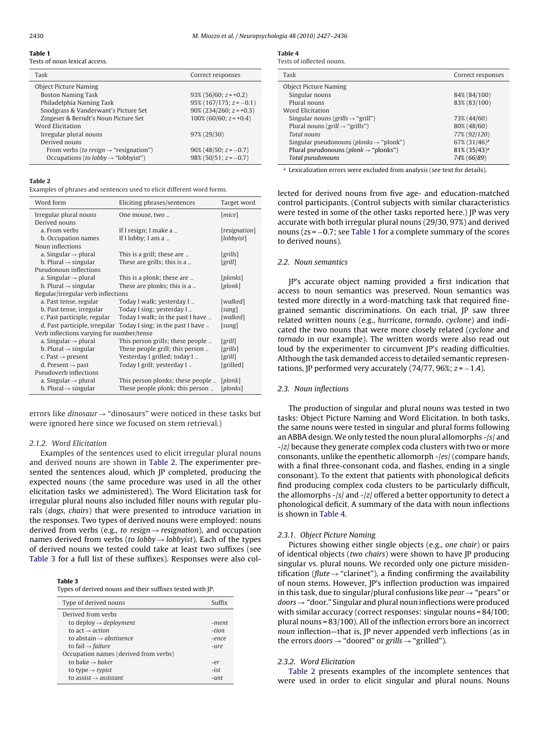**Table 1**
Tests of noun lexical access.

| Task | Correct responses |
|---|---|
| Object Picture Naming | |
| Boston Naming Task | 93% (56/60; $z$ = +0.2) |
| Philadelphia Naming Task | 95% (167/175; $z$ = −0.1) |
| Snodgrass & Vanderwart's Picture Set | 90% (234/260; $z$ = +0.3) |
| Zingeser & Berndt's Noun Picture Set | 100% (60/60; $z$ = +0.4) |
| Word Elicitation | |
| Irregular plural nouns | 97% (29/30) |
| Derived nouns | |
| From verbs (*to resign* → "resignation") | 96% (48/50; $z$ = −0.7) |
| Occupations (*to lobby* → "lobbyist") | 98% (50/51; $z$ = −0.7) |

**Table 2**
Examples of phrases and sentences used to elicit different word forms.

| Word form | Eliciting phrases/sentences | Target word |
|---|---|---|
| Irregular plural nouns | One mouse, two _ | [*mice*] |
| Derived nouns | | |
| a. From verbs | If I resign; I make a _ | [*resignation*] |
| b. Occupation names | If I lobby; I am a _ | [*lobbyist*] |
| Noun inflections | | |
| a. Singular → plural | This is a grill; these are _ | [*grills*] |
| b. Plural → singular | These are grills; this is a _ | [*grill*] |
| Pseudonoun inflections | | |
| a. Singular → plural | This is a plonk; these are _ | [*plonks*] |
| b. Plural → singular | These are plonks; this is a _ | [*plonk*] |
| Regular/irregular verb inflections | | |
| a. Past tense, regular | Today I walk; yesterday I _ | [*walked*] |
| b. Past tense, irregular | Today I sing; yesterday I _ | [*sang*] |
| c. Past participle, regular | Today I walk; in the past I have _ | [*walked*] |
| d. Past participle, irregular | Today I sing; in the past I have _ | [*sung*] |
| Verb inflections varying for number/tense | | |
| a. Singular → plural | This person grills; these people _ | [*grill*] |
| b. Plural → singular | These people grill; this person _ | [*grills*] |
| c. Past → present | Yesterday I grilled; today I _ | [*grill*] |
| d. Present → past | Today I grill; yesterday I _ | [grilled] |
| Pseudoverb inflections | | |
| a. Singular → plural | This person plonks; these people _ | [*plonk*] |
| b. Plural → singular | These people plonk; this person _ | [*plonks*] |

errors like *dinosaur* → "dinosaurs" were noticed in these tasks but were ignored here since we focused on stem retrieval.)

#### 2.1.2. Word Elicitation

Examples of the sentences used to elicit irregular plural nouns and derived nouns are shown in Table 2. The experimenter presented the sentences aloud, which JP completed, producing the expected nouns (the same procedure was used in all the other elicitation tasks we administered). The Word Elicitation task for irregular plural nouns also included filler nouns with regular plurals (*dogs*, *chairs*) that were presented to introduce variation in the responses. Two types of derived nouns were employed: nouns derived from verbs (e.g., *to resign* → *resignation*), and occupation names derived from verbs (*to lobby* → *lobbyist*). Each of the types of derived nouns we tested could take at least two suffixes (see Table 3 for a full list of these suffixes). Responses were also collected for derived nouns from five age- and education-matched control participants. (Control subjects with similar characteristics were tested in some of the other tasks reported here.) JP was very accurate with both irregular plural nouns (29/30, 97%) and derived nouns ($z$s = −0.7; see Table 1 for a complete summary of the scores to derived nouns).

**Table 3**
Types of derived nouns and their suffixes tested with JP.

| Type of derived nouns | Suffix |
|---|---|
| Derived from verbs | |
| to deploy → *deployment* | *-ment* |
| to act → *action* | *-tion* |
| to abstain → *abstinence* | *-ence* |
| to fail → *failure* | *-ure* |
| Occupation names (derived from verbs) | |
| to bake → *baker* | *-er* |
| to type → *typist* | *-ist* |
| to assist → *assistant* | *-ant* |

**Table 4**
Tests of inflected nouns.

| Task | Correct responses |
|---|---|
| Object Picture Naming | |
| Singular nouns | 84% (84/100) |
| Plural nouns | 83% (83/100) |
| Word Elicitation | |
| Singular nouns (*grills* → "grill") | 73% (44/60) |
| Plural nouns (*grill* → "grills") | 80% (48/60) |
| *Total nouns* | *77% (92/120)* |
| Singular pseudonouns (*plonks* → "plonk") | 67% (31/46)[a] |
| Plural pseudonouns (*plonk* → "plonks") | 81% (35/43)[a] |
| *Total pseudonouns* | *74% (66/89)* |

[a] Lexicalization errors were excluded from analysis (see text for details).

### 2.2. Noun semantics

JP's accurate object naming provided a first indication that access to noun semantics was preserved. Noun semantics was tested more directly in a word-matching task that required fine-grained semantic discriminations. On each trial, JP saw three related written nouns (e.g., *hurricane*, *tornado*, *cyclone*) and indicated the two nouns that were more closely related (*cyclone* and *tornado* in our example). The written words were also read out loud by the experimenter to circumvent JP's reading difficulties. Although the task demanded access to detailed semantic representations, JP performed very accurately (74/77, 96%; $z$ = −1.4).

### 2.3. Noun inflections

The production of singular and plural nouns was tested in two tasks: Object Picture Naming and Word Elicitation. In both tasks, the same nouns were tested in singular and plural forms following an ABBA design. We only tested the noun plural allomorphs -/s/ and -/z/ because they generate complex coda clusters with two or more consonants, unlike the epenthetic allomorph -/es/ (compare ha*nds*, with a final three-consonant coda, and flash*es*, ending in a single consonant). To the extent that patients with phonological deficits find producing complex coda clusters to be particularly difficult, the allomorphs -/s/ and -/z/ offered a better opportunity to detect a phonological deficit. A summary of the data with noun inflections is shown in Table 4.

#### 2.3.1. Object Picture Naming

Pictures showing either single objects (e.g., *one chair*) or pairs of identical objects (*two chairs*) were shown to have JP producing singular vs. plural nouns. We recorded only one picture misidentification (*flute* → "clarinet"), a finding confirming the availability of noun stems. However, JP's inflection production was impaired in this task, due to singular/plural confusions like *pear* → "pears" or *doors* → "door." Singular and plural noun inflections were produced with similar accuracy (correct responses: singular nouns = 84/100; plural nouns = 83/100). All of the inflection errors bore an incorrect *noun* inflection—that is, JP never appended verb inflections (as in the errors *doors* → "doored" or *grills* → "grilled").

#### 2.3.2. Word Elicitation

Table 2 presents examples of the incomplete sentences that were used in order to elicit singular and plural nouns. Nouns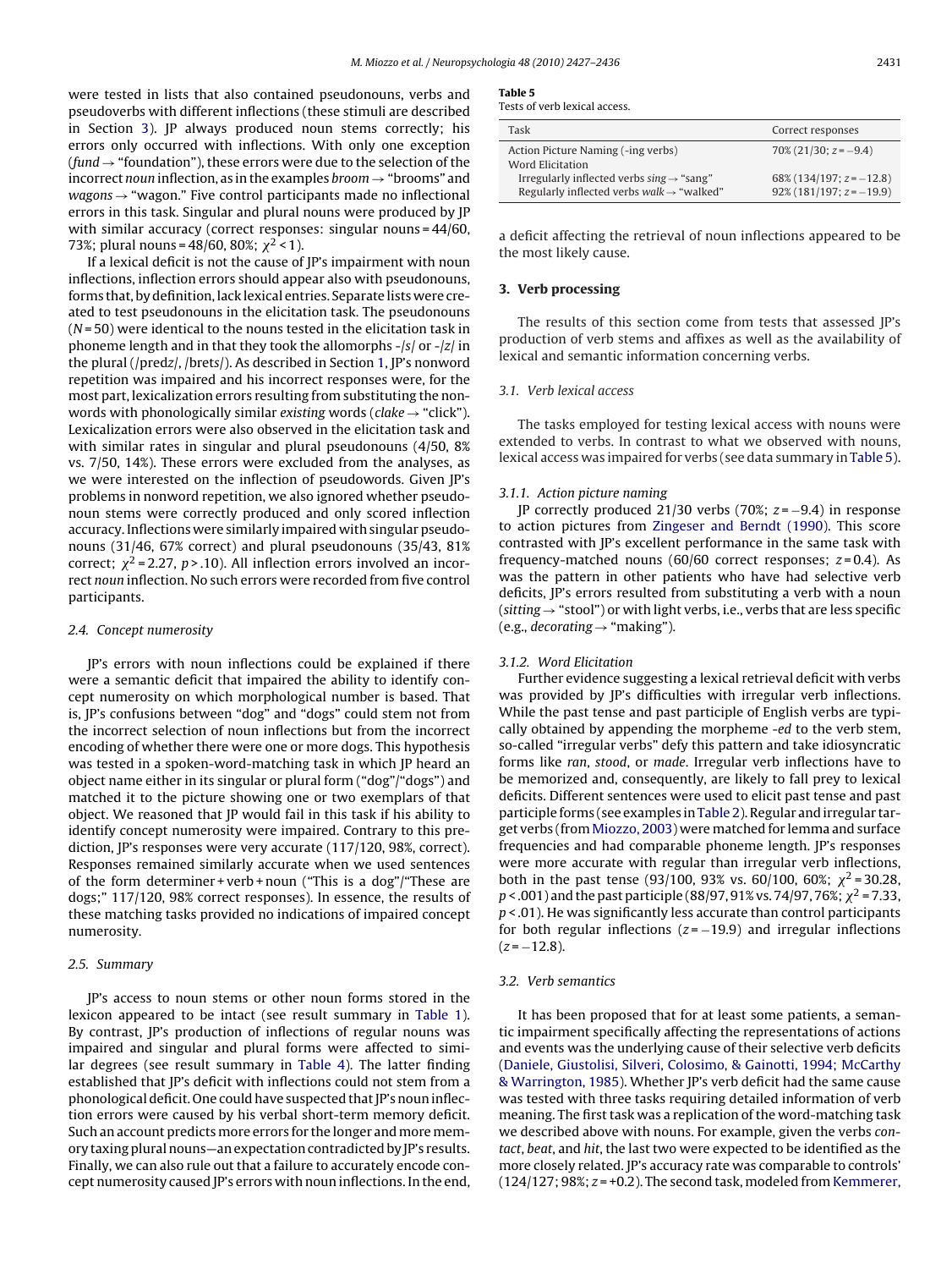were tested in lists that also contained pseudonouns, verbs and pseudoverbs with different inflections (these stimuli are described in Section 3). JP always produced noun stems correctly; his errors only occurred with inflections. With only one exception (*fund* → "foundation"), these errors were due to the selection of the incorrect *noun* inflection, as in the examples *broom* → "brooms" and *wagons* → "wagon." Five control participants made no inflectional errors in this task. Singular and plural nouns were produced by JP with similar accuracy (correct responses: singular nouns = 44/60, 73%; plural nouns = 48/60, 80%; $\chi^2 < 1$).

If a lexical deficit is not the cause of JP's impairment with noun inflections, inflection errors should appear also with pseudonouns, forms that, by definition, lack lexical entries. Separate lists were created to test pseudonouns in the elicitation task. The pseudonouns ($N = 50$) were identical to the nouns tested in the elicitation task in phoneme length and in that they took the allomorphs -/s/ or -/z/ in the plural (/predz/, /brets/). As described in Section 1, JP's nonword repetition was impaired and his incorrect responses were, for the most part, lexicalization errors resulting from substituting the nonwords with phonologically similar *existing* words (*clake* → "click"). Lexicalization errors were also observed in the elicitation task and with similar rates in singular and plural pseudonouns (4/50, 8% vs. 7/50, 14%). These errors were excluded from the analyses, as we were interested on the inflection of pseudowords. Given JP's problems in nonword repetition, we also ignored whether pseudonoun stems were correctly produced and only scored inflection accuracy. Inflections were similarly impaired with singular pseudonouns (31/46, 67% correct) and plural pseudonouns (35/43, 81% correct; $\chi^2 = 2.27$, $p > .10$). All inflection errors involved an incorrect *noun* inflection. No such errors were recorded from five control participants.

### 2.4. Concept numerosity

JP's errors with noun inflections could be explained if there were a semantic deficit that impaired the ability to identify concept numerosity on which morphological number is based. That is, JP's confusions between "dog" and "dogs" could stem not from the incorrect selection of noun inflections but from the incorrect encoding of whether there were one or more dogs. This hypothesis was tested in a spoken-word-matching task in which JP heard an object name either in its singular or plural form ("dog"/"dogs") and matched it to the picture showing one or two exemplars of that object. We reasoned that JP would fail in this task if his ability to identify concept numerosity were impaired. Contrary to this prediction, JP's responses were very accurate (117/120, 98%, correct). Responses remained similarly accurate when we used sentences of the form determiner + verb + noun ("This is a dog"/"These are dogs;" 117/120, 98% correct responses). In essence, the results of these matching tasks provided no indications of impaired concept numerosity.

### 2.5. Summary

JP's access to noun stems or other noun forms stored in the lexicon appeared to be intact (see result summary in Table 1). By contrast, JP's production of inflections of regular nouns was impaired and singular and plural forms were affected to similar degrees (see result summary in Table 4). The latter finding established that JP's deficit with inflections could not stem from a phonological deficit. One could have suspected that JP's noun inflection errors were caused by his verbal short-term memory deficit. Such an account predicts more errors for the longer and more memory taxing plural nouns—an expectation contradicted by JP's results. Finally, we can also rule out that a failure to accurately encode concept numerosity caused JP's errors with noun inflections. In the end, a deficit affecting the retrieval of noun inflections appeared to be the most likely cause.

**Table 5**
Tests of verb lexical access.

| Task | Correct responses |
|---|---|
| Action Picture Naming (-ing verbs) | 70% (21/30; $z = -9.4$) |
| Word Elicitation | |
| Irregularly inflected verbs *sing* → "sang" | 68% (134/197; $z = -12.8$) |
| Regularly inflected verbs *walk* → "walked" | 92% (181/197; $z = -19.9$) |

## 3. Verb processing

The results of this section come from tests that assessed JP's production of verb stems and affixes as well as the availability of lexical and semantic information concerning verbs.

### 3.1. Verb lexical access

The tasks employed for testing lexical access with nouns were extended to verbs. In contrast to what we observed with nouns, lexical access was impaired for verbs (see data summary in Table 5).

#### 3.1.1. Action picture naming

JP correctly produced 21/30 verbs (70%; $z = -9.4$) in response to action pictures from Zingeser and Berndt (1990). This score contrasted with JP's excellent performance in the same task with frequency-matched nouns (60/60 correct responses; $z = 0.4$). As was the pattern in other patients who have had selective verb deficits, JP's errors resulted from substituting a verb with a noun (*sitting* → "stool") or with light verbs, i.e., verbs that are less specific (e.g., *decorating* → "making").

#### 3.1.2. Word Elicitation

Further evidence suggesting a lexical retrieval deficit with verbs was provided by JP's difficulties with irregular verb inflections. While the past tense and past participle of English verbs are typically obtained by appending the morpheme *-ed* to the verb stem, so-called "irregular verbs" defy this pattern and take idiosyncratic forms like *ran*, *stood*, or *made*. Irregular verb inflections have to be memorized and, consequently, are likely to fall prey to lexical deficits. Different sentences were used to elicit past tense and past participle forms (see examples in Table 2). Regular and irregular target verbs (from Miozzo, 2003) were matched for lemma and surface frequencies and had comparable phoneme length. JP's responses were more accurate with regular than irregular verb inflections, both in the past tense (93/100, 93% vs. 60/100, 60%; $\chi^2 = 30.28$, $p < .001$) and the past participle (88/97, 91% vs. 74/97, 76%; $\chi^2 = 7.33$, $p < .01$). He was significantly less accurate than control participants for both regular inflections ($z = -19.9$) and irregular inflections ($z = -12.8$).

### 3.2. Verb semantics

It has been proposed that for at least some patients, a semantic impairment specifically affecting the representations of actions and events was the underlying cause of their selective verb deficits (Daniele, Giustolisi, Silveri, Colosimo, & Gainotti, 1994; McCarthy & Warrington, 1985). Whether JP's verb deficit had the same cause was tested with three tasks requiring detailed information of verb meaning. The first task was a replication of the word-matching task we described above with nouns. For example, given the verbs *contact*, *beat*, and *hit*, the last two were expected to be identified as the more closely related. JP's accuracy rate was comparable to controls' (124/127; 98%; $z = +0.2$). The second task, modeled from Kemmerer,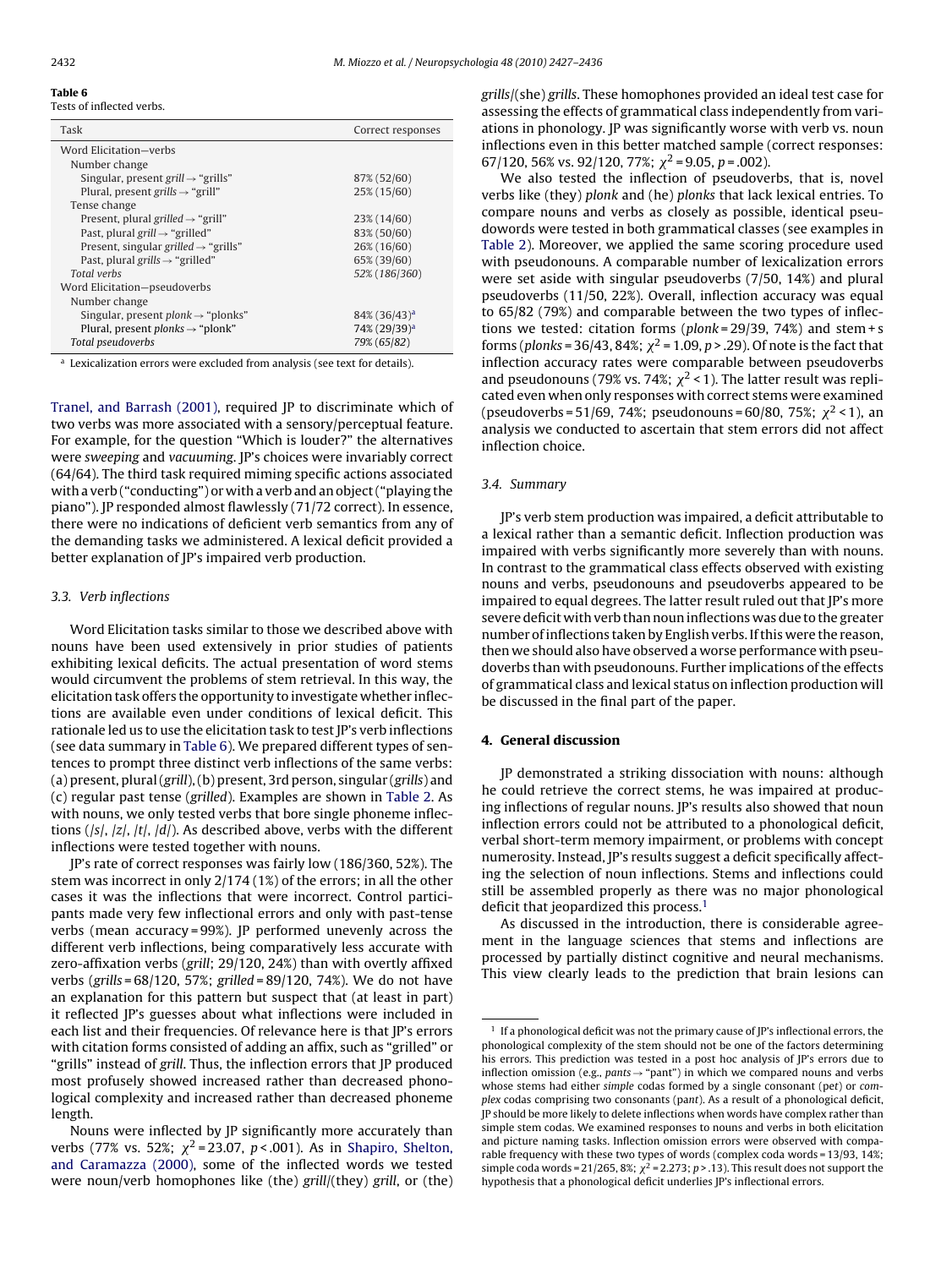**Table 6**
Tests of inflected verbs.

| Task | Correct responses |
|---|---|
| Word Elicitation—verbs | |
| Number change | |
| Singular, present *grill* → "grills" | 87% (52/60) |
| Plural, present *grills* → "grill" | 25% (15/60) |
| Tense change | |
| Present, plural *grilled* → "grill" | 23% (14/60) |
| Past, plural *grill* → "grilled" | 83% (50/60) |
| Present, singular *grilled* → "grills" | 26% (16/60) |
| Past, plural *grills* → "grilled" | 65% (39/60) |
| *Total verbs* | *52% (186/360)* |
| Word Elicitation—pseudoverbs | |
| Number change | |
| Singular, present *plonk* → "plonks" | 84% (36/43)[a] |
| Plural, present *plonks* → "plonk" | 74% (29/39)[a] |
| *Total pseudoverbs* | *79% (65/82)* |

[a] Lexicalization errors were excluded from analysis (see text for details).

Tranel, and Barrash (2001), required JP to discriminate which of two verbs was more associated with a sensory/perceptual feature. For example, for the question "Which is louder?" the alternatives were *sweeping* and *vacuuming*. JP's choices were invariably correct (64/64). The third task required miming specific actions associated with a verb ("conducting") or with a verb and an object ("playing the piano"). JP responded almost flawlessly (71/72 correct). In essence, there were no indications of deficient verb semantics from any of the demanding tasks we administered. A lexical deficit provided a better explanation of JP's impaired verb production.

### 3.3. Verb inflections

Word Elicitation tasks similar to those we described above with nouns have been used extensively in prior studies of patients exhibiting lexical deficits. The actual presentation of word stems would circumvent the problems of stem retrieval. In this way, the elicitation task offers the opportunity to investigate whether inflections are available even under conditions of lexical deficit. This rationale led us to use the elicitation task to test JP's verb inflections (see data summary in Table 6). We prepared different types of sentences to prompt three distinct verb inflections of the same verbs: (a) present, plural (*grill*), (b) present, 3rd person, singular (*grills*) and (c) regular past tense (*grilled*). Examples are shown in Table 2. As with nouns, we only tested verbs that bore single phoneme inflections (/s/, /z/, /t/, /d/). As described above, verbs with the different inflections were tested together with nouns.

JP's rate of correct responses was fairly low (186/360, 52%). The stem was incorrect in only 2/174 (1%) of the errors; in all the other cases it was the inflections that were incorrect. Control participants made very few inflectional errors and only with past-tense verbs (mean accuracy = 99%). JP performed unevenly across the different verb inflections, being comparatively less accurate with zero-affixation verbs (*grill*; 29/120, 24%) than with overtly affixed verbs (*grills* = 68/120, 57%; *grilled* = 89/120, 74%). We do not have an explanation for this pattern but suspect that (at least in part) it reflected JP's guesses about what inflections were included in each list and their frequencies. Of relevance here is that JP's errors with citation forms consisted of adding an affix, such as "grilled" or "grills" instead of *grill*. Thus, the inflection errors that JP produced most profusely showed increased rather than decreased phonological complexity and increased rather than decreased phoneme length.

Nouns were inflected by JP significantly more accurately than verbs (77% vs. 52%; $\chi^2 = 23.07$, $p < .001$). As in Shapiro, Shelton, and Caramazza (2000), some of the inflected words we tested were noun/verb homophones like (the) *grill*/(they) *grill*, or (the) *grills*/(she) *grills*. These homophones provided an ideal test case for assessing the effects of grammatical class independently from variations in phonology. JP was significantly worse with verb vs. noun inflections even in this better matched sample (correct responses: 67/120, 56% vs. 92/120, 77%; $\chi^2 = 9.05$, $p = .002$).

We also tested the inflection of pseudoverbs, that is, novel verbs like (they) *plonk* and (he) *plonks* that lack lexical entries. To compare nouns and verbs as closely as possible, identical pseudowords were tested in both grammatical classes (see examples in Table 2). Moreover, we applied the same scoring procedure used with pseudonouns. A comparable number of lexicalization errors were set aside with singular pseudoverbs (7/50, 14%) and plural pseudoverbs (11/50, 22%). Overall, inflection accuracy was equal to 65/82 (79%) and comparable between the two types of inflections we tested: citation forms (*plonk* = 29/39, 74%) and stem + s forms (*plonks* = 36/43, 84%; $\chi^2 = 1.09$, $p > .29$). Of note is the fact that inflection accuracy rates were comparable between pseudoverbs and pseudonouns (79% vs. 74%; $\chi^2 < 1$). The latter result was replicated even when only responses with correct stems were examined (pseudoverbs = 51/69, 74%; pseudonouns = 60/80, 75%; $\chi^2 < 1$), an analysis we conducted to ascertain that stem errors did not affect inflection choice.

### 3.4. Summary

JP's verb stem production was impaired, a deficit attributable to a lexical rather than a semantic deficit. Inflection production was impaired with verbs significantly more severely than with nouns. In contrast to the grammatical class effects observed with existing nouns and verbs, pseudonouns and pseudoverbs appeared to be impaired to equal degrees. The latter result ruled out that JP's more severe deficit with verb than noun inflections was due to the greater number of inflections taken by English verbs. If this were the reason, then we should also have observed a worse performance with pseudoverbs than with pseudonouns. Further implications of the effects of grammatical class and lexical status on inflection production will be discussed in the final part of the paper.

## 4. General discussion

JP demonstrated a striking dissociation with nouns: although he could retrieve the correct stems, he was impaired at producing inflections of regular nouns. JP's results also showed that noun inflection errors could not be attributed to a phonological deficit, verbal short-term memory impairment, or problems with concept numerosity. Instead, JP's results suggest a deficit specifically affecting the selection of noun inflections. Stems and inflections could still be assembled properly as there was no major phonological deficit that jeopardized this process.[1]

As discussed in the introduction, there is considerable agreement in the language sciences that stems and inflections are processed by partially distinct cognitive and neural mechanisms. This view clearly leads to the prediction that brain lesions can

[1] If a phonological deficit was not the primary cause of JP's inflectional errors, the phonological complexity of the stem should not be one of the factors determining his errors. This prediction was tested in a post hoc analysis of JP's errors due to inflection omission (e.g., *pants* → "pant") in which we compared nouns and verbs whose stems had either *simple* codas formed by a single consonant (pe*t*) or *complex* codas comprising two consonants (pa*nt*). As a result of a phonological deficit, JP should be more likely to delete inflections when words have complex rather than simple stem codas. We examined responses to nouns and verbs in both elicitation and picture naming tasks. Inflection omission errors were observed with comparable frequency with these two types of words (complex coda words = 13/93, 14%; simple coda words = 21/265, 8%; $\chi^2 = 2.273$; $p > .13$). This result does not support the hypothesis that a phonological deficit underlies JP's inflectional errors.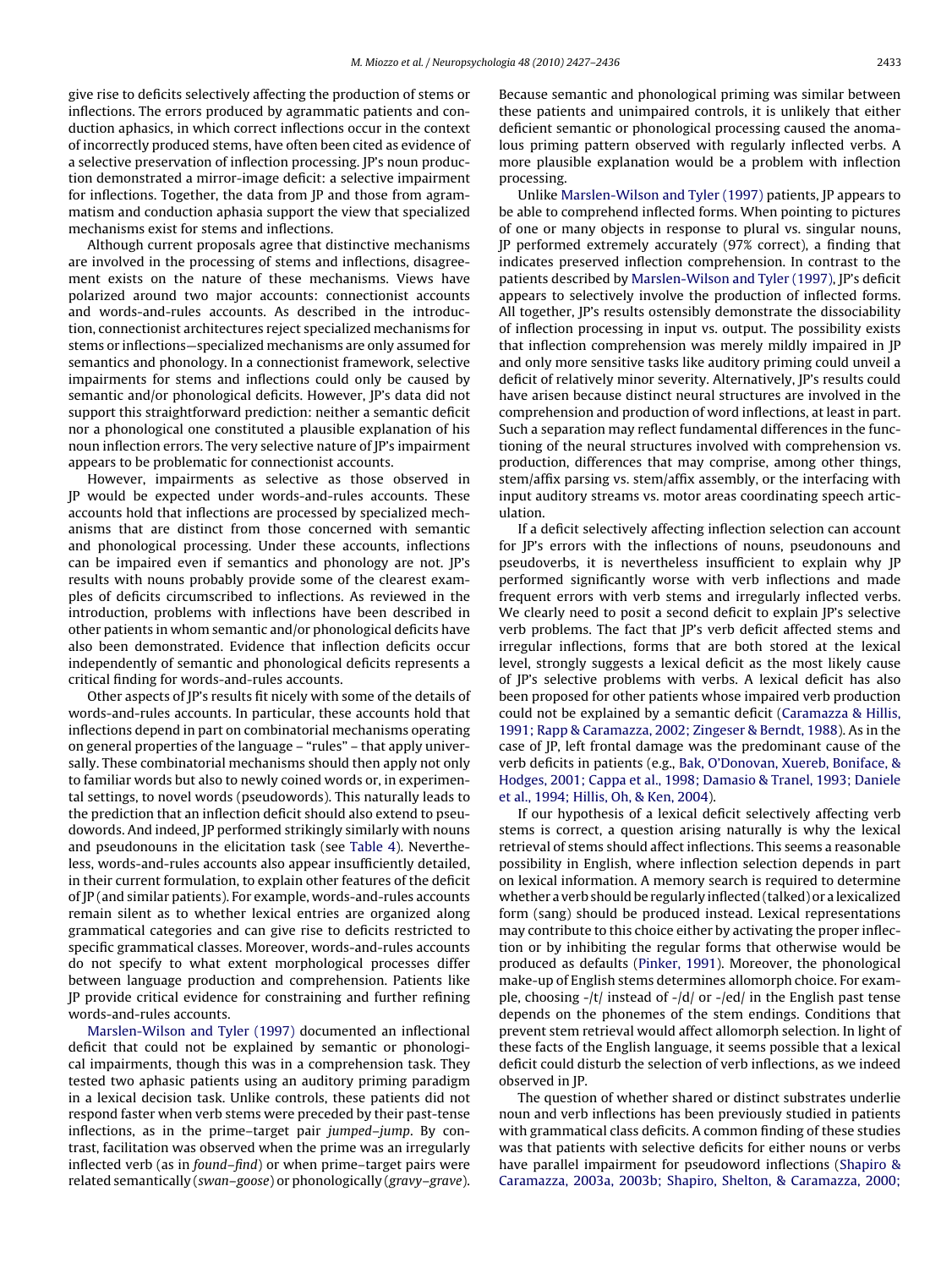give rise to deficits selectively affecting the production of stems or inflections. The errors produced by agrammatic patients and conduction aphasics, in which correct inflections occur in the context of incorrectly produced stems, have often been cited as evidence of a selective preservation of inflection processing. JP's noun production demonstrated a mirror-image deficit: a selective impairment for inflections. Together, the data from JP and those from agrammatism and conduction aphasia support the view that specialized mechanisms exist for stems and inflections.

Although current proposals agree that distinctive mechanisms are involved in the processing of stems and inflections, disagreement exists on the nature of these mechanisms. Views have polarized around two major accounts: connectionist accounts and words-and-rules accounts. As described in the introduction, connectionist architectures reject specialized mechanisms for stems or inflections—specialized mechanisms are only assumed for semantics and phonology. In a connectionist framework, selective impairments for stems and inflections could only be caused by semantic and/or phonological deficits. However, JP's data did not support this straightforward prediction: neither a semantic deficit nor a phonological one constituted a plausible explanation of his noun inflection errors. The very selective nature of JP's impairment appears to be problematic for connectionist accounts.

However, impairments as selective as those observed in JP would be expected under words-and-rules accounts. These accounts hold that inflections are processed by specialized mechanisms that are distinct from those concerned with semantic and phonological processing. Under these accounts, inflections can be impaired even if semantics and phonology are not. JP's results with nouns probably provide some of the clearest examples of deficits circumscribed to inflections. As reviewed in the introduction, problems with inflections have been described in other patients in whom semantic and/or phonological deficits have also been demonstrated. Evidence that inflection deficits occur independently of semantic and phonological deficits represents a critical finding for words-and-rules accounts.

Other aspects of JP's results fit nicely with some of the details of words-and-rules accounts. In particular, these accounts hold that inflections depend in part on combinatorial mechanisms operating on general properties of the language – "rules" – that apply universally. These combinatorial mechanisms should then apply not only to familiar words but also to newly coined words or, in experimental settings, to novel words (pseudowords). This naturally leads to the prediction that an inflection deficit should also extend to pseudowords. And indeed, JP performed strikingly similarly with nouns and pseudonouns in the elicitation task (see Table 4). Nevertheless, words-and-rules accounts also appear insufficiently detailed, in their current formulation, to explain other features of the deficit of JP (and similar patients). For example, words-and-rules accounts remain silent as to whether lexical entries are organized along grammatical categories and can give rise to deficits restricted to specific grammatical classes. Moreover, words-and-rules accounts do not specify to what extent morphological processes differ between language production and comprehension. Patients like JP provide critical evidence for constraining and further refining words-and-rules accounts.

Marslen-Wilson and Tyler (1997) documented an inflectional deficit that could not be explained by semantic or phonological impairments, though this was in a comprehension task. They tested two aphasic patients using an auditory priming paradigm in a lexical decision task. Unlike controls, these patients did not respond faster when verb stems were preceded by their past-tense inflections, as in the prime–target pair *jumped–jump*. By contrast, facilitation was observed when the prime was an irregularly inflected verb (as in *found–find*) or when prime–target pairs were related semantically (*swan–goose*) or phonologically (*gravy–grave*). Because semantic and phonological priming was similar between these patients and unimpaired controls, it is unlikely that either deficient semantic or phonological processing caused the anomalous priming pattern observed with regularly inflected verbs. A more plausible explanation would be a problem with inflection processing.

Unlike Marslen-Wilson and Tyler (1997) patients, JP appears to be able to comprehend inflected forms. When pointing to pictures of one or many objects in response to plural vs. singular nouns, JP performed extremely accurately (97% correct), a finding that indicates preserved inflection comprehension. In contrast to the patients described by Marslen-Wilson and Tyler (1997), JP's deficit appears to selectively involve the production of inflected forms. All together, JP's results ostensibly demonstrate the dissociability of inflection processing in input vs. output. The possibility exists that inflection comprehension was merely mildly impaired in JP and only more sensitive tasks like auditory priming could unveil a deficit of relatively minor severity. Alternatively, JP's results could have arisen because distinct neural structures are involved in the comprehension and production of word inflections, at least in part. Such a separation may reflect fundamental differences in the functioning of the neural structures involved with comprehension vs. production, differences that may comprise, among other things, stem/affix parsing vs. stem/affix assembly, or the interfacing with input auditory streams vs. motor areas coordinating speech articulation.

If a deficit selectively affecting inflection selection can account for JP's errors with the inflections of nouns, pseudonouns and pseudoverbs, it is nevertheless insufficient to explain why JP performed significantly worse with verb inflections and made frequent errors with verb stems and irregularly inflected verbs. We clearly need to posit a second deficit to explain JP's selective verb problems. The fact that JP's verb deficit affected stems and irregular inflections, forms that are both stored at the lexical level, strongly suggests a lexical deficit as the most likely cause of JP's selective problems with verbs. A lexical deficit has also been proposed for other patients whose impaired verb production could not be explained by a semantic deficit (Caramazza & Hillis, 1991; Rapp & Caramazza, 2002; Zingeser & Berndt, 1988). As in the case of JP, left frontal damage was the predominant cause of the verb deficits in patients (e.g., Bak, O'Donovan, Xuereb, Boniface, & Hodges, 2001; Cappa et al., 1998; Damasio & Tranel, 1993; Daniele et al., 1994; Hillis, Oh, & Ken, 2004).

If our hypothesis of a lexical deficit selectively affecting verb stems is correct, a question arising naturally is why the lexical retrieval of stems should affect inflections. This seems a reasonable possibility in English, where inflection selection depends in part on lexical information. A memory search is required to determine whether a verb should be regularly inflected (talked) or a lexicalized form (sang) should be produced instead. Lexical representations may contribute to this choice either by activating the proper inflection or by inhibiting the regular forms that otherwise would be produced as defaults (Pinker, 1991). Moreover, the phonological make-up of English stems determines allomorph choice. For example, choosing -/t/ instead of -/d/ or -/ed/ in the English past tense depends on the phonemes of the stem endings. Conditions that prevent stem retrieval would affect allomorph selection. In light of these facts of the English language, it seems possible that a lexical deficit could disturb the selection of verb inflections, as we indeed observed in JP.

The question of whether shared or distinct substrates underlie noun and verb inflections has been previously studied in patients with grammatical class deficits. A common finding of these studies was that patients with selective deficits for either nouns or verbs have parallel impairment for pseudoword inflections (Shapiro & Caramazza, 2003a, 2003b; Shapiro, Shelton, & Caramazza, 2000;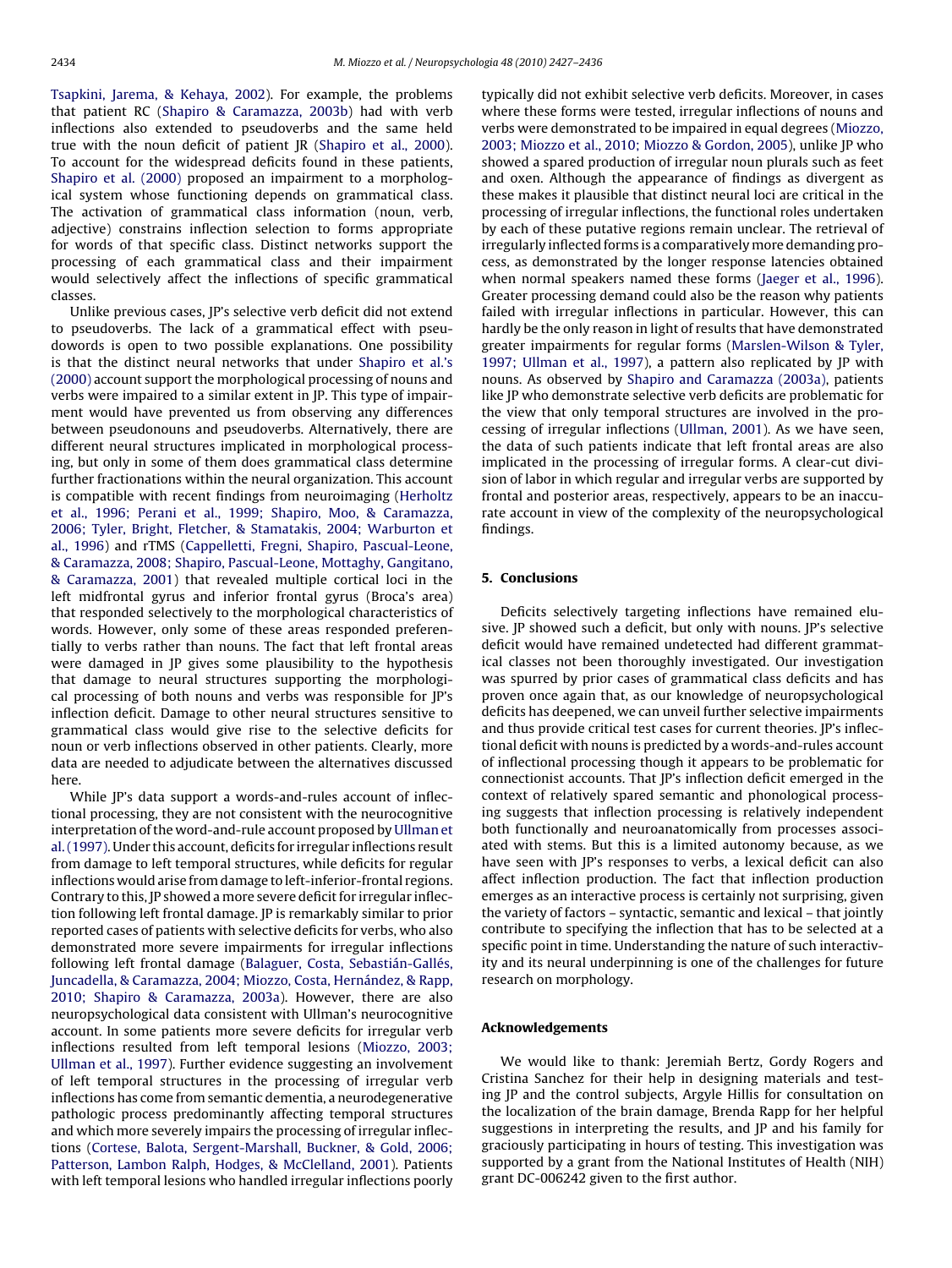Tsapkini, Jarema, & Kehaya, 2002). For example, the problems that patient RC (Shapiro & Caramazza, 2003b) had with verb inflections also extended to pseudoverbs and the same held true with the noun deficit of patient JR (Shapiro et al., 2000). To account for the widespread deficits found in these patients, Shapiro et al. (2000) proposed an impairment to a morphological system whose functioning depends on grammatical class. The activation of grammatical class information (noun, verb, adjective) constrains inflection selection to forms appropriate for words of that specific class. Distinct networks support the processing of each grammatical class and their impairment would selectively affect the inflections of specific grammatical classes.

Unlike previous cases, JP's selective verb deficit did not extend to pseudoverbs. The lack of a grammatical effect with pseudowords is open to two possible explanations. One possibility is that the distinct neural networks that under Shapiro et al.'s (2000) account support the morphological processing of nouns and verbs were impaired to a similar extent in JP. This type of impairment would have prevented us from observing any differences between pseudonouns and pseudoverbs. Alternatively, there are different neural structures implicated in morphological processing, but only in some of them does grammatical class determine further fractionations within the neural organization. This account is compatible with recent findings from neuroimaging (Herholtz et al., 1996; Perani et al., 1999; Shapiro, Moo, & Caramazza, 2006; Tyler, Bright, Fletcher, & Stamatakis, 2004; Warburton et al., 1996) and rTMS (Cappelletti, Fregni, Shapiro, Pascual-Leone, & Caramazza, 2008; Shapiro, Pascual-Leone, Mottaghy, Gangitano, & Caramazza, 2001) that revealed multiple cortical loci in the left midfrontal gyrus and inferior frontal gyrus (Broca's area) that responded selectively to the morphological characteristics of words. However, only some of these areas responded preferentially to verbs rather than nouns. The fact that left frontal areas were damaged in JP gives some plausibility to the hypothesis that damage to neural structures supporting the morphological processing of both nouns and verbs was responsible for JP's inflection deficit. Damage to other neural structures sensitive to grammatical class would give rise to the selective deficits for noun or verb inflections observed in other patients. Clearly, more data are needed to adjudicate between the alternatives discussed here.

While JP's data support a words-and-rules account of inflectional processing, they are not consistent with the neurocognitive interpretation of the word-and-rule account proposed by Ullman et al. (1997). Under this account, deficits for irregular inflections result from damage to left temporal structures, while deficits for regular inflections would arise from damage to left-inferior-frontal regions. Contrary to this, JP showed a more severe deficit for irregular inflection following left frontal damage. JP is remarkably similar to prior reported cases of patients with selective deficits for verbs, who also demonstrated more severe impairments for irregular inflections following left frontal damage (Balaguer, Costa, Sebastián-Gallés, Juncadella, & Caramazza, 2004; Miozzo, Costa, Hernández, & Rapp, 2010; Shapiro & Caramazza, 2003a). However, there are also neuropsychological data consistent with Ullman's neurocognitive account. In some patients more severe deficits for irregular verb inflections resulted from left temporal lesions (Miozzo, 2003; Ullman et al., 1997). Further evidence suggesting an involvement of left temporal structures in the processing of irregular verb inflections has come from semantic dementia, a neurodegenerative pathologic process predominantly affecting temporal structures and which more severely impairs the processing of irregular inflections (Cortese, Balota, Sergent-Marshall, Buckner, & Gold, 2006; Patterson, Lambon Ralph, Hodges, & McClelland, 2001). Patients with left temporal lesions who handled irregular inflections poorly typically did not exhibit selective verb deficits. Moreover, in cases where these forms were tested, irregular inflections of nouns and verbs were demonstrated to be impaired in equal degrees (Miozzo, 2003; Miozzo et al., 2010; Miozzo & Gordon, 2005), unlike JP who showed a spared production of irregular noun plurals such as feet and oxen. Although the appearance of findings as divergent as these makes it plausible that distinct neural loci are critical in the processing of irregular inflections, the functional roles undertaken by each of these putative regions remain unclear. The retrieval of irregularly inflected forms is a comparatively more demanding process, as demonstrated by the longer response latencies obtained when normal speakers named these forms (Jaeger et al., 1996). Greater processing demand could also be the reason why patients failed with irregular inflections in particular. However, this can hardly be the only reason in light of results that have demonstrated greater impairments for regular forms (Marslen-Wilson & Tyler, 1997; Ullman et al., 1997), a pattern also replicated by JP with nouns. As observed by Shapiro and Caramazza (2003a), patients like JP who demonstrate selective verb deficits are problematic for the view that only temporal structures are involved in the processing of irregular inflections (Ullman, 2001). As we have seen, the data of such patients indicate that left frontal areas are also implicated in the processing of irregular forms. A clear-cut division of labor in which regular and irregular verbs are supported by frontal and posterior areas, respectively, appears to be an inaccurate account in view of the complexity of the neuropsychological findings.

## 5. Conclusions

Deficits selectively targeting inflections have remained elusive. JP showed such a deficit, but only with nouns. JP's selective deficit would have remained undetected had different grammatical classes not been thoroughly investigated. Our investigation was spurred by prior cases of grammatical class deficits and has proven once again that, as our knowledge of neuropsychological deficits has deepened, we can unveil further selective impairments and thus provide critical test cases for current theories. JP's inflectional deficit with nouns is predicted by a words-and-rules account of inflectional processing though it appears to be problematic for connectionist accounts. That JP's inflection deficit emerged in the context of relatively spared semantic and phonological processing suggests that inflection processing is relatively independent both functionally and neuroanatomically from processes associated with stems. But this is a limited autonomy because, as we have seen with JP's responses to verbs, a lexical deficit can also affect inflection production. The fact that inflection production emerges as an interactive process is certainly not surprising, given the variety of factors – syntactic, semantic and lexical – that jointly contribute to specifying the inflection that has to be selected at a specific point in time. Understanding the nature of such interactivity and its neural underpinning is one of the challenges for future research on morphology.

### Acknowledgements

We would like to thank: Jeremiah Bertz, Gordy Rogers and Cristina Sanchez for their help in designing materials and testing JP and the control subjects, Argyle Hillis for consultation on the localization of the brain damage, Brenda Rapp for her helpful suggestions in interpreting the results, and JP and his family for graciously participating in hours of testing. This investigation was supported by a grant from the National Institutes of Health (NIH) grant DC-006242 given to the first author.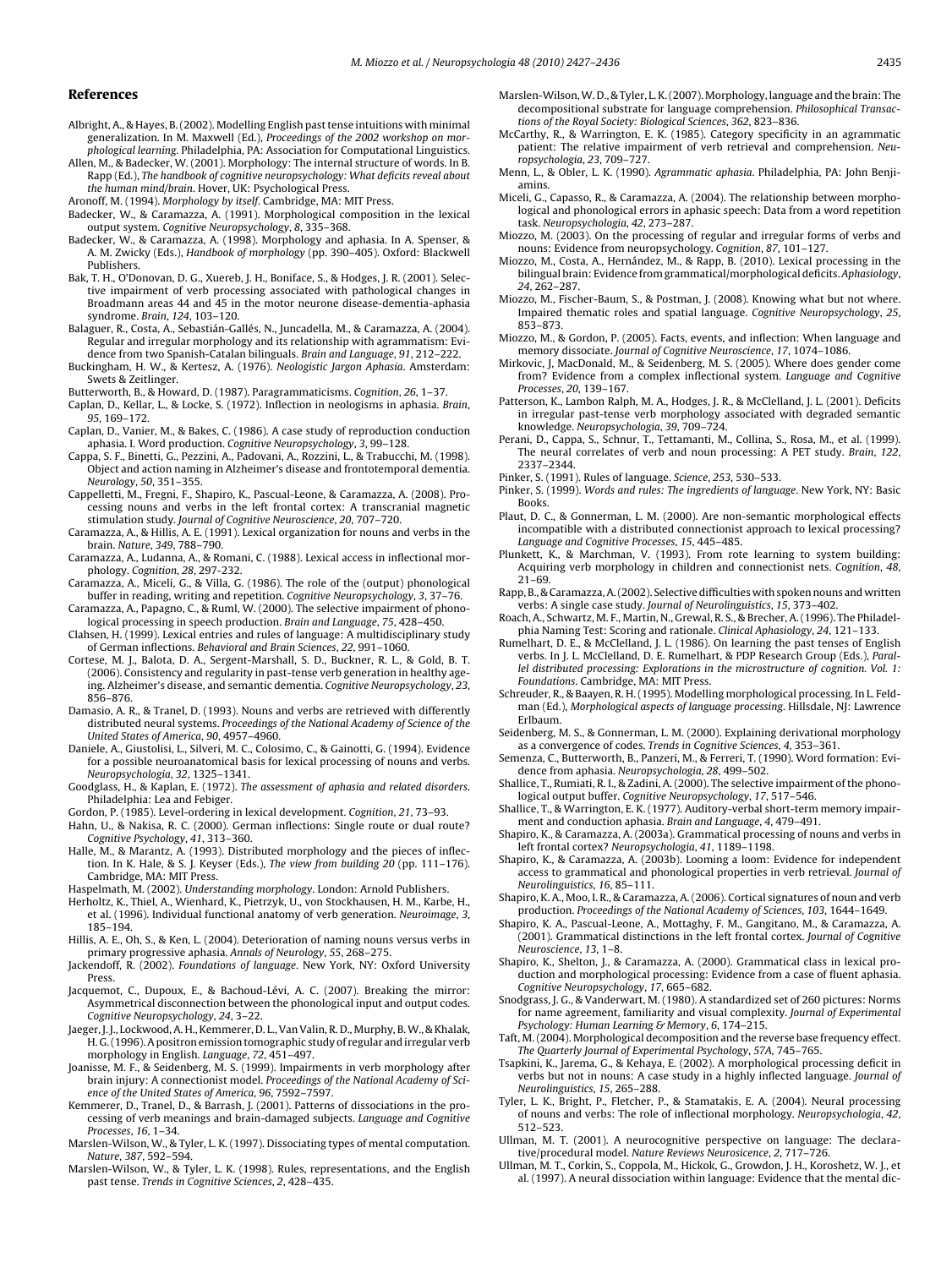## References

Albright, A., & Hayes, B. (2002). Modelling English past tense intuitions with minimal generalization. In M. Maxwell (Ed.), *Proceedings of the 2002 workshop on morphological learning*. Philadelphia, PA: Association for Computational Linguistics.

Allen, M., & Badecker, W. (2001). Morphology: The internal structure of words. In B. Rapp (Ed.), *The handbook of cognitive neuropsychology: What deficits reveal about the human mind/brain*. Hover, UK: Psychological Press.

Aronoff, M. (1994). *Morphology by itself*. Cambridge, MA: MIT Press.

Badecker, W., & Caramazza, A. (1991). Morphological composition in the lexical output system. *Cognitive Neuropsychology*, *8*, 335–368.

Badecker, W., & Caramazza, A. (1998). Morphology and aphasia. In A. Spenser, & A. M. Zwicky (Eds.), *Handbook of morphology* (pp. 390–405). Oxford: Blackwell Publishers.

Bak, T. H., O'Donovan, D. G., Xuereb, J. H., Boniface, S., & Hodges, J. R. (2001). Selective impairment of verb processing associated with pathological changes in Broadmann areas 44 and 45 in the motor neurone disease-dementia-aphasia syndrome. *Brain*, *124*, 103–120.

Balaguer, R., Costa, A., Sebastián-Gallés, N., Juncadella, M., & Caramazza, A. (2004). Regular and irregular morphology and its relationship with agrammatism: Evidence from two Spanish-Catalan bilinguals. *Brain and Language*, *91*, 212–222.

Buckingham, H. W., & Kertesz, A. (1976). *Neologistic Jargon Aphasia*. Amsterdam: Swets & Zeitlinger.

Butterworth, B., & Howard, D. (1987). Paragrammaticisms. *Cognition*, *26*, 1–37.

Caplan, D., Kellar, L., & Locke, S. (1972). Inflection in neologisms in aphasia. *Brain*, *95*, 169–172.

Caplan, D., Vanier, M., & Bakes, C. (1986). A case study of reproduction conduction aphasia. I. Word production. *Cognitive Neuropsychology*, *3*, 99–128.

Cappa, S. F., Binetti, G., Pezzini, A., Padovani, A., Rozzini, L., & Trabucchi, M. (1998). Object and action naming in Alzheimer's disease and frontotemporal dementia. *Neurology*, *50*, 351–355.

Cappelletti, M., Fregni, F., Shapiro, K., Pascual-Leone, & Caramazza, A. (2008). Processing nouns and verbs in the left frontal cortex: A transcranial magnetic stimulation study. *Journal of Cognitive Neuroscience*, *20*, 707–720.

Caramazza, A., & Hillis, A. E. (1991). Lexical organization for nouns and verbs in the brain. *Nature*, *349*, 788–790.

Caramazza, A., Ludanna, A., & Romani, C. (1988). Lexical access in inflectional morphology. *Cognition*, *28*, 297-232.

Caramazza, A., Miceli, G., & Villa, G. (1986). The role of the (output) phonological buffer in reading, writing and repetition. *Cognitive Neuropsychology*, *3*, 37–76.

Caramazza, A., Papagno, C., & Ruml, W. (2000). The selective impairment of phonological processing in speech production. *Brain and Language*, *75*, 428–450.

Clahsen, H. (1999). Lexical entries and rules of language: A multidisciplinary study of German inflections. *Behavioral and Brain Sciences*, *22*, 991–1060.

Cortese, M. J., Balota, D. A., Sergent-Marshall, S. D., Buckner, R. L., & Gold, B. T. (2006). Consistency and regularity in past-tense verb generation in healthy ageing. Alzheimer's disease, and semantic dementia. *Cognitive Neuropsychology*, *23*, 856–876.

Damasio, A. R., & Tranel, D. (1993). Nouns and verbs are retrieved with differently distributed neural systems. *Proceedings of the National Academy of Science of the United States of America*, *90*, 4957–4960.

Daniele, A., Giustolisi, L., Silveri, M. C., Colosimo, C., & Gainotti, G. (1994). Evidence for a possible neuroanatomical basis for lexical processing of nouns and verbs. *Neuropsychologia*, *32*, 1325–1341.

Goodglass, H., & Kaplan, E. (1972). *The assessment of aphasia and related disorders*. Philadelphia: Lea and Febiger.

Gordon, P. (1985). Level-ordering in lexical development. *Cognition*, *21*, 73–93.

Hahn, U., & Nakisa, R. C. (2000). German inflections: Single route or dual route? *Cognitive Psychology*, *41*, 313–360.

Halle, M., & Marantz, A. (1993). Distributed morphology and the pieces of inflection. In K. Hale, & S. J. Keyser (Eds.), *The view from building 20* (pp. 111–176). Cambridge, MA: MIT Press.

Haspelmath, M. (2002). *Understanding morphology*. London: Arnold Publishers.

Herholtz, K., Thiel, A., Wienhard, K., Pietrzyk, U., von Stockhausen, H. M., Karbe, H., et al. (1996). Individual functional anatomy of verb generation. *Neuroimage*, *3*, 185–194.

Hillis, A. E., Oh, S., & Ken, L. (2004). Deterioration of naming nouns versus verbs in primary progressive aphasia. *Annals of Neurology*, *55*, 268–275.

Jackendoff, R. (2002). *Foundations of language*. New York, NY: Oxford University Press.

Jacquemot, C., Dupoux, E., & Bachoud-Lévi, A. C. (2007). Breaking the mirror: Asymmetrical disconnection between the phonological input and output codes. *Cognitive Neuropsychology*, *24*, 3–22.

Jaeger, J. J., Lockwood, A. H., Kemmerer, D. L., Van Valin, R. D., Murphy, B. W., & Khalak, H. G. (1996). A positron emission tomographic study of regular and irregular verb morphology in English. *Language*, *72*, 451–497.

Joanisse, M. F., & Seidenberg, M. S. (1999). Impairments in verb morphology after brain injury: A connectionist model. *Proceedings of the National Academy of Science of the United States of America*, *96*, 7592–7597.

Kemmerer, D., Tranel, D., & Barrash, J. (2001). Patterns of dissociations in the processing of verb meanings and brain-damaged subjects. *Language and Cognitive Processes*, *16*, 1–34.

Marslen-Wilson, W., & Tyler, L. K. (1997). Dissociating types of mental computation. *Nature*, *387*, 592–594.

Marslen-Wilson, W., & Tyler, L. K. (1998). Rules, representations, and the English past tense. *Trends in Cognitive Sciences*, *2*, 428–435.

Marslen-Wilson, W. D., & Tyler, L. K. (2007). Morphology, language and the brain: The decompositional substrate for language comprehension. *Philosophical Transactions of the Royal Society: Biological Sciences*, *362*, 823–836.

McCarthy, R., & Warrington, E. K. (1985). Category specificity in an agrammatic patient: The relative impairment of verb retrieval and comprehension. *Neuropsychologia*, *23*, 709–727.

Menn, L., & Obler, L. K. (1990). *Agrammatic aphasia*. Philadelphia, PA: John Benjiamins.

Miceli, G., Capasso, R., & Caramazza, A. (2004). The relationship between morphological and phonological errors in aphasic speech: Data from a word repetition task. *Neuropsychologia*, *42*, 273–287.

Miozzo, M. (2003). On the processing of regular and irregular forms of verbs and nouns: Evidence from neuropsychology. *Cognition*, *87*, 101–127.

Miozzo, M., Costa, A., Hernández, M., & Rapp, B. (2010). Lexical processing in the bilingual brain: Evidence from grammatical/morphological deficits. *Aphasiology*, *24*, 262–287.

Miozzo, M., Fischer-Baum, S., & Postman, J. (2008). Knowing what but not where. Impaired thematic roles and spatial language. *Cognitive Neuropsychology*, *25*, 853–873.

Miozzo, M., & Gordon, P. (2005). Facts, events, and inflection: When language and memory dissociate. *Journal of Cognitive Neuroscience*, *17*, 1074–1086.

Mirkovic, J, MacDonald, M., & Seidenberg, M. S. (2005). Where does gender come from? Evidence from a complex inflectional system. *Language and Cognitive Processes*, *20*, 139–167.

Patterson, K., Lambon Ralph, M. A., Hodges, J. R., & McClelland, J. L. (2001). Deficits in irregular past-tense verb morphology associated with degraded semantic knowledge. *Neuropsychologia*, *39*, 709–724.

Perani, D., Cappa, S., Schnur, T., Tettamanti, M., Collina, S., Rosa, M., et al. (1999). The neural correlates of verb and noun processing: A PET study. *Brain*, *122*, 2337–2344.

Pinker, S. (1991). Rules of language. *Science*, *253*, 530–533.

Pinker, S. (1999). *Words and rules: The ingredients of language*. New York, NY: Basic Books.

Plaut, D. C., & Gonnerman, L. M. (2000). Are non-semantic morphological effects incompatible with a distributed connectionist approach to lexical processing? *Language and Cognitive Processes*, *15*, 445–485.

Plunkett, K., & Marchman, V. (1993). From rote learning to system building: Acquiring verb morphology in children and connectionist nets. *Cognition*, *48*, 21–69.

Rapp, B., & Caramazza, A. (2002). Selective difficulties with spoken nouns and written verbs: A single case study. *Journal of Neurolinguistics*, *15*, 373–402.

Roach, A., Schwartz, M. F., Martin, N., Grewal, R. S., & Brecher, A. (1996). The Philadelphia Naming Test: Scoring and rationale. *Clinical Aphasiology*, *24*, 121–133.

Rumelhart, D. E., & McClelland, J. L. (1986). On learning the past tenses of English verbs. In J. L. McClelland, D. E. Rumelhart, & PDP Research Group (Eds.), *Parallel distributed processing: Explorations in the microstructure of cognition. Vol. 1: Foundations*. Cambridge, MA: MIT Press.

Schreuder, R., & Baayen, R. H. (1995). Modelling morphological processing. In L. Feldman (Ed.), *Morphological aspects of language processing*. Hillsdale, NJ: Lawrence Erlbaum.

Seidenberg, M. S., & Gonnerman, L. M. (2000). Explaining derivational morphology as a convergence of codes. *Trends in Cognitive Sciences*, *4*, 353–361.

Semenza, C., Butterworth, B., Panzeri, M., & Ferreri, T. (1990). Word formation: Evidence from aphasia. *Neuropsychologia*, *28*, 499–502.

Shallice, T., Rumiati, R. I., & Zadini, A. (2000). The selective impairment of the phonological output buffer. *Cognitive Neuropsychology*, *17*, 517–546.

Shallice, T., & Warrington, E. K. (1977). Auditory-verbal short-term memory impairment and conduction aphasia. *Brain and Language*, *4*, 479–491.

Shapiro, K., & Caramazza, A. (2003a). Grammatical processing of nouns and verbs in left frontal cortex? *Neuropsychologia*, *41*, 1189–1198.

Shapiro, K., & Caramazza, A. (2003b). Looming a loom: Evidence for independent access to grammatical and phonological properties in verb retrieval. *Journal of Neurolinguistics*, *16*, 85–111.

Shapiro, K. A., Moo, I. R., & Caramazza, A. (2006). Cortical signatures of noun and verb production. *Proceedings of the National Academy of Sciences*, *103*, 1644–1649.

Shapiro, K. A., Pascual-Leone, A., Mottaghy, F. M., Gangitano, M., & Caramazza, A. (2001). Grammatical distinctions in the left frontal cortex. *Journal of Cognitive Neuroscience*, *13*, 1–8.

Shapiro, K., Shelton, J., & Caramazza, A. (2000). Grammatical class in lexical production and morphological processing: Evidence from a case of fluent aphasia. *Cognitive Neuropsychology*, *17*, 665–682.

Snodgrass, J. G., & Vanderwart, M. (1980). A standardized set of 260 pictures: Norms for name agreement, familiarity and visual complexity. *Journal of Experimental Psychology: Human Learning & Memory*, *6*, 174–215.

Taft, M. (2004). Morphological decomposition and the reverse base frequency effect. *The Quarterly Journal of Experimental Psychology*, *57A*, 745–765.

Tsapkini, K., Jarema, G., & Kehaya, E. (2002). A morphological processing deficit in verbs but not in nouns: A case study in a highly inflected language. *Journal of Neurolinguistics*, *15*, 265–288.

Tyler, L. K., Bright, P., Fletcher, P., & Stamatakis, E. A. (2004). Neural processing of nouns and verbs: The role of inflectional morphology. *Neuropsychologia*, *42*, 512–523.

Ullman, M. T. (2001). A neurocognitive perspective on language: The declarative/procedural model. *Nature Reviews Neurosicence*, *2*, 717–726.

Ullman, M. T., Corkin, S., Coppola, M., Hickok, G., Growdon, J. H., Koroshetz, W. J., et al. (1997). A neural dissociation within language: Evidence that the mental dic-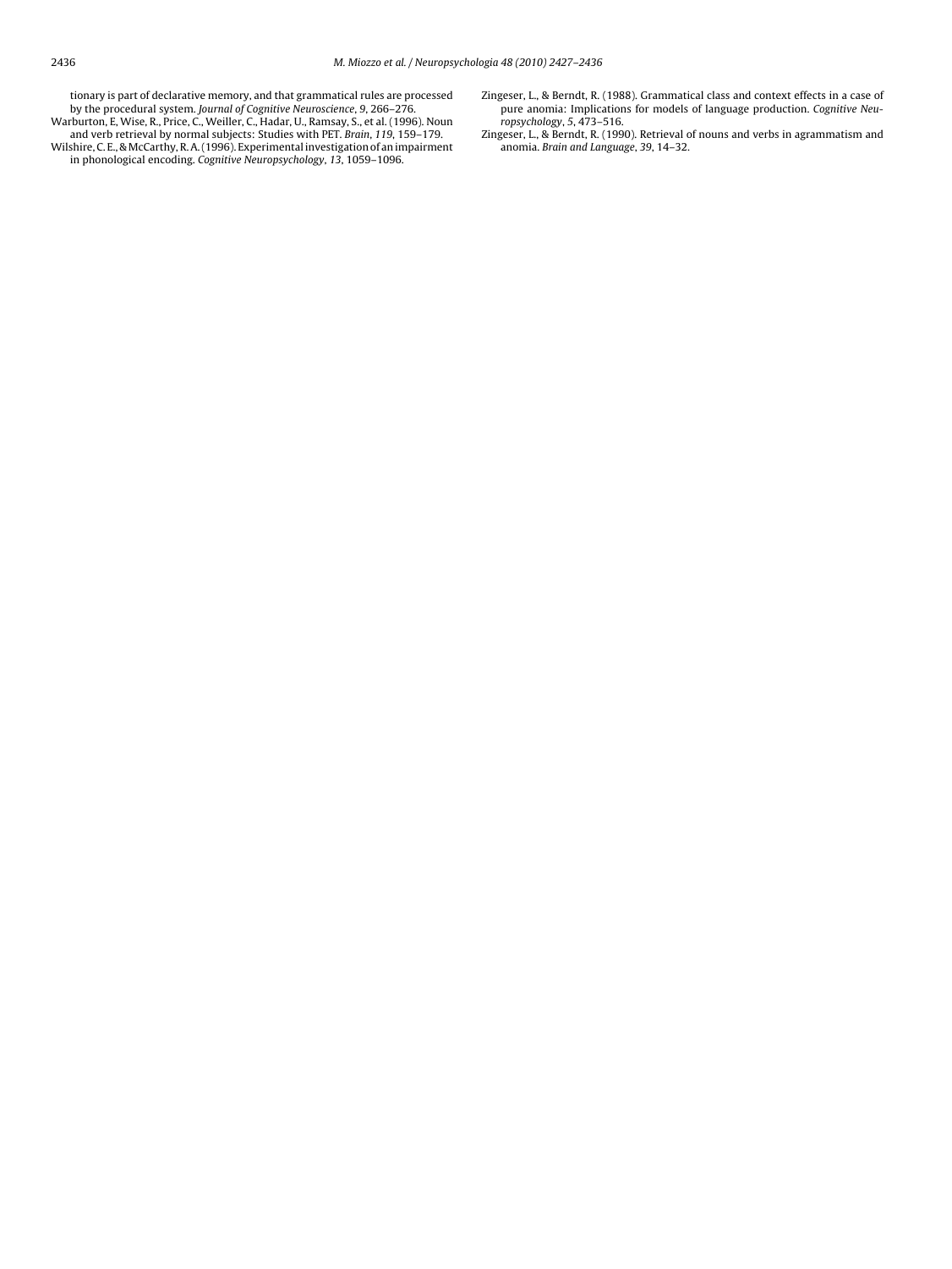tionary is part of declarative memory, and that grammatical rules are processed by the procedural system. *Journal of Cognitive Neuroscience*, *9*, 266–276.

Warburton, E, Wise, R., Price, C., Weiller, C., Hadar, U., Ramsay, S., et al. (1996). Noun and verb retrieval by normal subjects: Studies with PET. *Brain*, *119*, 159–179.

Wilshire, C. E., & McCarthy, R. A. (1996). Experimental investigation of an impairment in phonological encoding. *Cognitive Neuropsychology*, *13*, 1059–1096.

Zingeser, L., & Berndt, R. (1988). Grammatical class and context effects in a case of pure anomia: Implications for models of language production. *Cognitive Neuropsychology*, *5*, 473–516.

Zingeser, L., & Berndt, R. (1990). Retrieval of nouns and verbs in agrammatism and anomia. *Brain and Language*, *39*, 14–32.